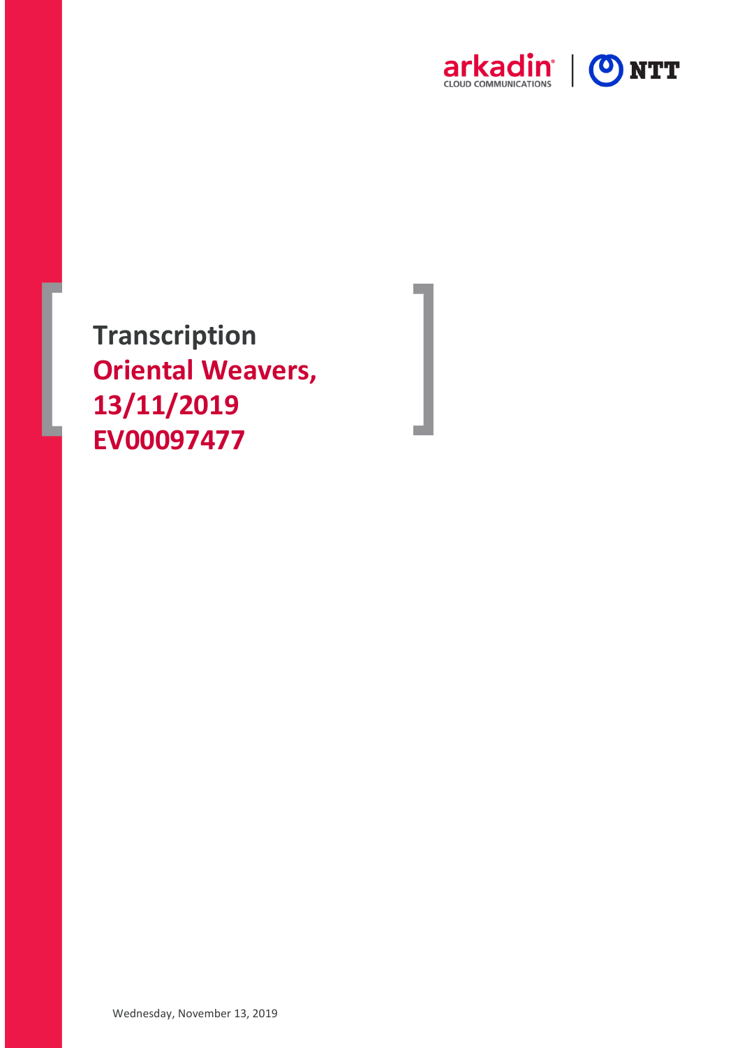# Transcription

# Oriental Weavers, 13/11/2019 EV00097477

Wednesday, November 13, 2019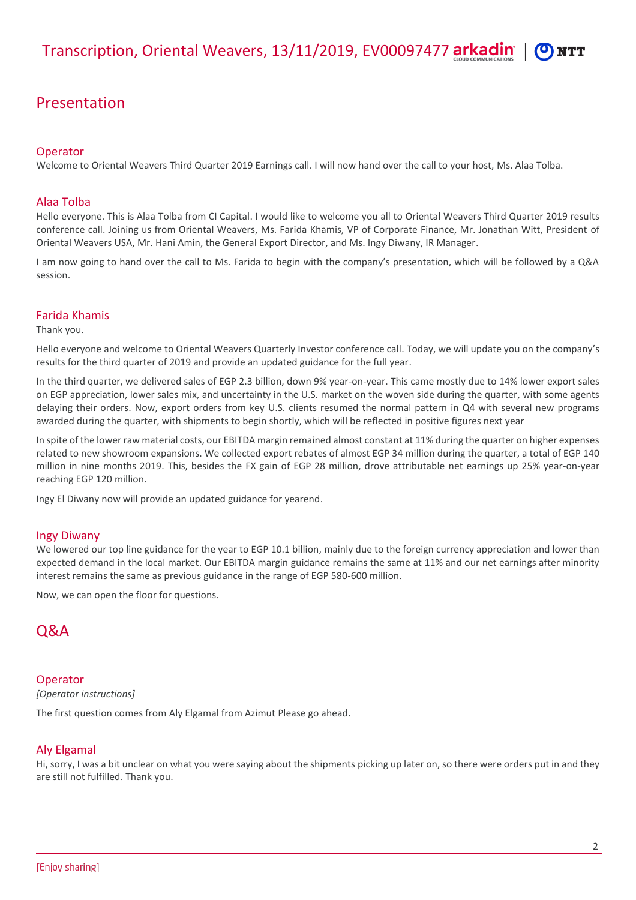## Presentation

### Operator

Welcome to Oriental Weavers Third Quarter 2019 Earnings call. I will now hand over the call to your host, Ms. Alaa Tolba.

### Alaa Tolba

Hello everyone. This is Alaa Tolba from CI Capital. I would like to welcome you all to Oriental Weavers Third Quarter 2019 results conference call. Joining us from Oriental Weavers, Ms. Farida Khamis, VP of Corporate Finance, Mr. Jonathan Witt, President of Oriental Weavers USA, Mr. Hani Amin, the General Export Director, and Ms. Ingy Diwany, IR Manager.

I am now going to hand over the call to Ms. Farida to begin with the company's presentation, which will be followed by a Q&A session.

### Farida Khamis

Thank you.

Hello everyone and welcome to Oriental Weavers Quarterly Investor conference call. Today, we will update you on the company's results for the third quarter of 2019 and provide an updated guidance for the full year.

In the third quarter, we delivered sales of EGP 2.3 billion, down 9% year-on-year. This came mostly due to 14% lower export sales on EGP appreciation, lower sales mix, and uncertainty in the U.S. market on the woven side during the quarter, with some agents delaying their orders. Now, export orders from key U.S. clients resumed the normal pattern in Q4 with several new programs awarded during the quarter, with shipments to begin shortly, which will be reflected in positive figures next year

In spite of the lower raw material costs, our EBITDA margin remained almost constant at 11% during the quarter on higher expenses related to new showroom expansions. We collected export rebates of almost EGP 34 million during the quarter, a total of EGP 140 million in nine months 2019. This, besides the FX gain of EGP 28 million, drove attributable net earnings up 25% year-on-year reaching EGP 120 million.

Ingy El Diwany now will provide an updated guidance for yearend.

### Ingy Diwany

We lowered our top line guidance for the year to EGP 10.1 billion, mainly due to the foreign currency appreciation and lower than expected demand in the local market. Our EBITDA margin guidance remains the same at 11% and our net earnings after minority interest remains the same as previous guidance in the range of EGP 580-600 million.

Now, we can open the floor for questions.

## Q&A

### Operator

*[Operator instructions]*

The first question comes from Aly Elgamal from Azimut Please go ahead.

### Aly Elgamal

Hi, sorry, I was a bit unclear on what you were saying about the shipments picking up later on, so there were orders put in and they are still not fulfilled. Thank you.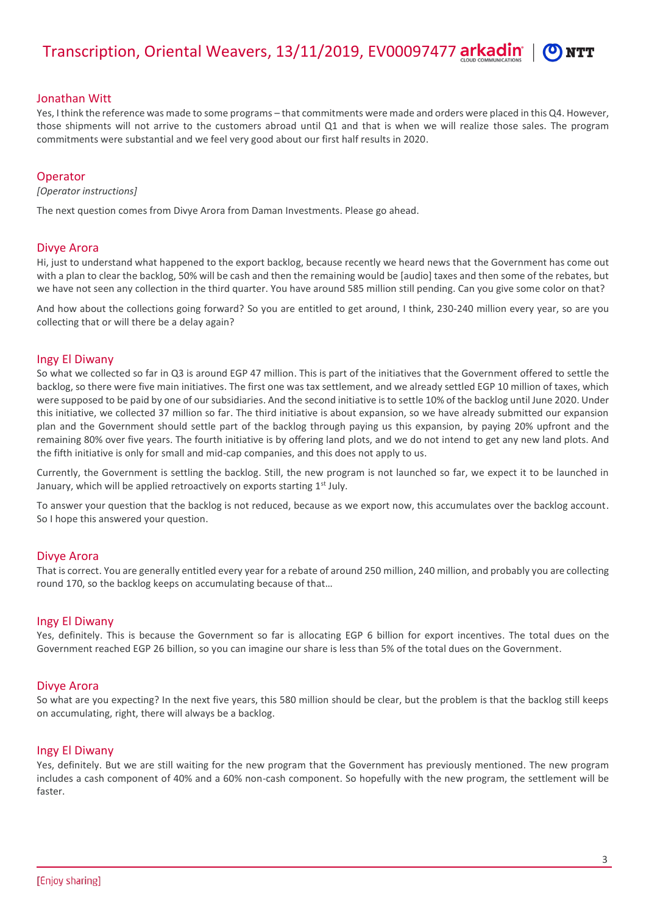### Jonathan Witt

Yes, I think the reference was made to some programs – that commitments were made and orders were placed in this Q4. However, those shipments will not arrive to the customers abroad until Q1 and that is when we will realize those sales. The program commitments were substantial and we feel very good about our first half results in 2020.

### Operator

*[Operator instructions]*

The next question comes from Divye Arora from Daman Investments. Please go ahead.

### Divye Arora

Hi, just to understand what happened to the export backlog, because recently we heard news that the Government has come out with a plan to clear the backlog, 50% will be cash and then the remaining would be [audio] taxes and then some of the rebates, but we have not seen any collection in the third quarter. You have around 585 million still pending. Can you give some color on that?

And how about the collections going forward? So you are entitled to get around, I think, 230-240 million every year, so are you collecting that or will there be a delay again?

### Ingy El Diwany

So what we collected so far in Q3 is around EGP 47 million. This is part of the initiatives that the Government offered to settle the backlog, so there were five main initiatives. The first one was tax settlement, and we already settled EGP 10 million of taxes, which were supposed to be paid by one of our subsidiaries. And the second initiative is to settle 10% of the backlog until June 2020. Under this initiative, we collected 37 million so far. The third initiative is about expansion, so we have already submitted our expansion plan and the Government should settle part of the backlog through paying us this expansion, by paying 20% upfront and the remaining 80% over five years. The fourth initiative is by offering land plots, and we do not intend to get any new land plots. And the fifth initiative is only for small and mid-cap companies, and this does not apply to us.

Currently, the Government is settling the backlog. Still, the new program is not launched so far, we expect it to be launched in January, which will be applied retroactively on exports starting 1st July.

To answer your question that the backlog is not reduced, because as we export now, this accumulates over the backlog account. So I hope this answered your question.

### Divye Arora

That is correct. You are generally entitled every year for a rebate of around 250 million, 240 million, and probably you are collecting round 170, so the backlog keeps on accumulating because of that…

### Ingy El Diwany

Yes, definitely. This is because the Government so far is allocating EGP 6 billion for export incentives. The total dues on the Government reached EGP 26 billion, so you can imagine our share is less than 5% of the total dues on the Government.

### Divye Arora

So what are you expecting? In the next five years, this 580 million should be clear, but the problem is that the backlog still keeps on accumulating, right, there will always be a backlog.

### Ingy El Diwany

Yes, definitely. But we are still waiting for the new program that the Government has previously mentioned. The new program includes a cash component of 40% and a 60% non-cash component. So hopefully with the new program, the settlement will be faster.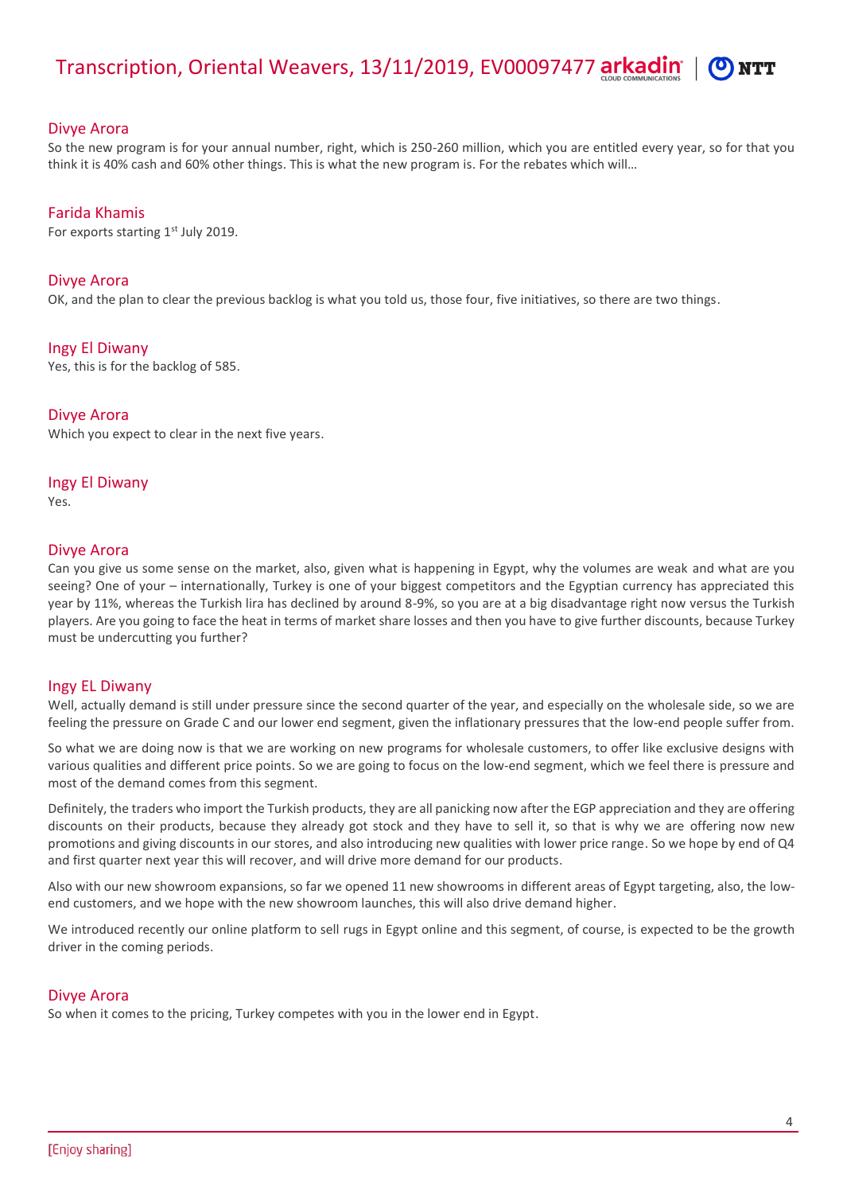**Divye Arora**
So the new program is for your annual number, right, which is 250-260 million, which you are entitled every year, so for that you think it is 40% cash and 60% other things. This is what the new program is. For the rebates which will…

**Farida Khamis**
For exports starting 1st July 2019.

**Divye Arora**
OK, and the plan to clear the previous backlog is what you told us, those four, five initiatives, so there are two things.

**Ingy El Diwany**
Yes, this is for the backlog of 585.

**Divye Arora**
Which you expect to clear in the next five years.

**Ingy El Diwany**
Yes.

**Divye Arora**
Can you give us some sense on the market, also, given what is happening in Egypt, why the volumes are weak and what are you seeing? One of your – internationally, Turkey is one of your biggest competitors and the Egyptian currency has appreciated this year by 11%, whereas the Turkish lira has declined by around 8-9%, so you are at a big disadvantage right now versus the Turkish players. Are you going to face the heat in terms of market share losses and then you have to give further discounts, because Turkey must be undercutting you further?

**Ingy EL Diwany**
Well, actually demand is still under pressure since the second quarter of the year, and especially on the wholesale side, so we are feeling the pressure on Grade C and our lower end segment, given the inflationary pressures that the low-end people suffer from.

So what we are doing now is that we are working on new programs for wholesale customers, to offer like exclusive designs with various qualities and different price points. So we are going to focus on the low-end segment, which we feel there is pressure and most of the demand comes from this segment.

Definitely, the traders who import the Turkish products, they are all panicking now after the EGP appreciation and they are offering discounts on their products, because they already got stock and they have to sell it, so that is why we are offering now new promotions and giving discounts in our stores, and also introducing new qualities with lower price range. So we hope by end of Q4 and first quarter next year this will recover, and will drive more demand for our products.

Also with our new showroom expansions, so far we opened 11 new showrooms in different areas of Egypt targeting, also, the low-end customers, and we hope with the new showroom launches, this will also drive demand higher.

We introduced recently our online platform to sell rugs in Egypt online and this segment, of course, is expected to be the growth driver in the coming periods.

**Divye Arora**
So when it comes to the pricing, Turkey competes with you in the lower end in Egypt.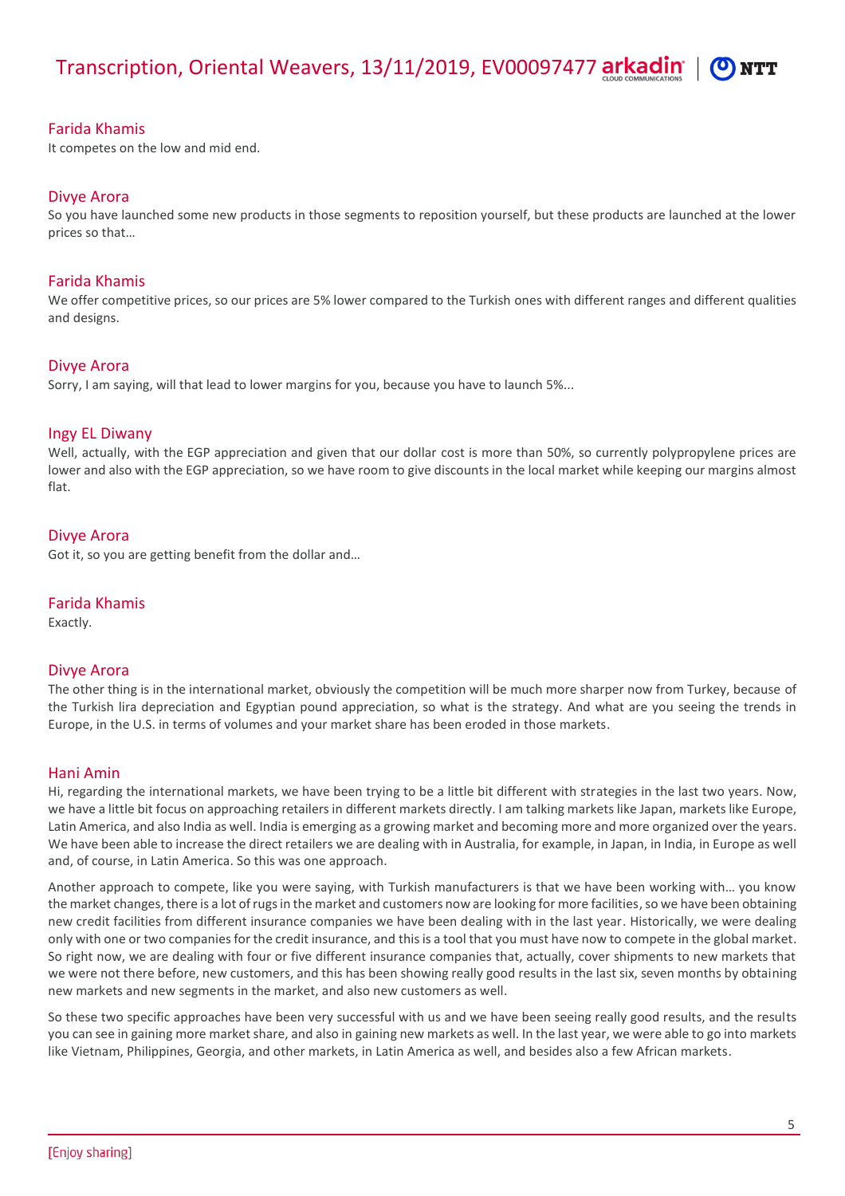**Farida Khamis**
It competes on the low and mid end.

**Divye Arora**
So you have launched some new products in those segments to reposition yourself, but these products are launched at the lower prices so that…

**Farida Khamis**
We offer competitive prices, so our prices are 5% lower compared to the Turkish ones with different ranges and different qualities and designs.

**Divye Arora**
Sorry, I am saying, will that lead to lower margins for you, because you have to launch 5%...

**Ingy EL Diwany**
Well, actually, with the EGP appreciation and given that our dollar cost is more than 50%, so currently polypropylene prices are lower and also with the EGP appreciation, so we have room to give discounts in the local market while keeping our margins almost flat.

**Divye Arora**
Got it, so you are getting benefit from the dollar and…

**Farida Khamis**
Exactly.

**Divye Arora**
The other thing is in the international market, obviously the competition will be much more sharper now from Turkey, because of the Turkish lira depreciation and Egyptian pound appreciation, so what is the strategy. And what are you seeing the trends in Europe, in the U.S. in terms of volumes and your market share has been eroded in those markets.

**Hani Amin**
Hi, regarding the international markets, we have been trying to be a little bit different with strategies in the last two years. Now, we have a little bit focus on approaching retailers in different markets directly. I am talking markets like Japan, markets like Europe, Latin America, and also India as well. India is emerging as a growing market and becoming more and more organized over the years. We have been able to increase the direct retailers we are dealing with in Australia, for example, in Japan, in India, in Europe as well and, of course, in Latin America. So this was one approach.

Another approach to compete, like you were saying, with Turkish manufacturers is that we have been working with… you know the market changes, there is a lot of rugs in the market and customers now are looking for more facilities, so we have been obtaining new credit facilities from different insurance companies we have been dealing with in the last year. Historically, we were dealing only with one or two companies for the credit insurance, and this is a tool that you must have now to compete in the global market. So right now, we are dealing with four or five different insurance companies that, actually, cover shipments to new markets that we were not there before, new customers, and this has been showing really good results in the last six, seven months by obtaining new markets and new segments in the market, and also new customers as well.

So these two specific approaches have been very successful with us and we have been seeing really good results, and the results you can see in gaining more market share, and also in gaining new markets as well. In the last year, we were able to go into markets like Vietnam, Philippines, Georgia, and other markets, in Latin America as well, and besides also a few African markets.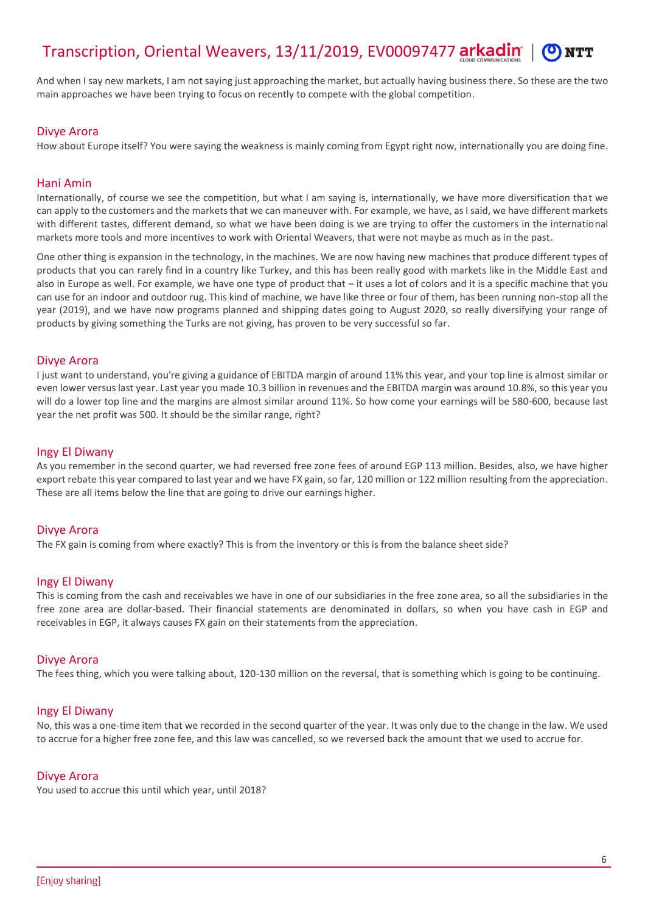And when I say new markets, I am not saying just approaching the market, but actually having business there. So these are the two main approaches we have been trying to focus on recently to compete with the global competition.

### Divye Arora

How about Europe itself? You were saying the weakness is mainly coming from Egypt right now, internationally you are doing fine.

### Hani Amin

Internationally, of course we see the competition, but what I am saying is, internationally, we have more diversification that we can apply to the customers and the markets that we can maneuver with. For example, we have, as I said, we have different markets with different tastes, different demand, so what we have been doing is we are trying to offer the customers in the international markets more tools and more incentives to work with Oriental Weavers, that were not maybe as much as in the past.

One other thing is expansion in the technology, in the machines. We are now having new machines that produce different types of products that you can rarely find in a country like Turkey, and this has been really good with markets like in the Middle East and also in Europe as well. For example, we have one type of product that – it uses a lot of colors and it is a specific machine that you can use for an indoor and outdoor rug. This kind of machine, we have like three or four of them, has been running non-stop all the year (2019), and we have now programs planned and shipping dates going to August 2020, so really diversifying your range of products by giving something the Turks are not giving, has proven to be very successful so far.

### Divye Arora

I just want to understand, you're giving a guidance of EBITDA margin of around 11% this year, and your top line is almost similar or even lower versus last year. Last year you made 10.3 billion in revenues and the EBITDA margin was around 10.8%, so this year you will do a lower top line and the margins are almost similar around 11%. So how come your earnings will be 580-600, because last year the net profit was 500. It should be the similar range, right?

### Ingy El Diwany

As you remember in the second quarter, we had reversed free zone fees of around EGP 113 million. Besides, also, we have higher export rebate this year compared to last year and we have FX gain, so far, 120 million or 122 million resulting from the appreciation. These are all items below the line that are going to drive our earnings higher.

### Divye Arora

The FX gain is coming from where exactly? This is from the inventory or this is from the balance sheet side?

### Ingy El Diwany

This is coming from the cash and receivables we have in one of our subsidiaries in the free zone area, so all the subsidiaries in the free zone area are dollar-based. Their financial statements are denominated in dollars, so when you have cash in EGP and receivables in EGP, it always causes FX gain on their statements from the appreciation.

### Divye Arora

The fees thing, which you were talking about, 120-130 million on the reversal, that is something which is going to be continuing.

### Ingy El Diwany

No, this was a one-time item that we recorded in the second quarter of the year. It was only due to the change in the law. We used to accrue for a higher free zone fee, and this law was cancelled, so we reversed back the amount that we used to accrue for.

### Divye Arora

You used to accrue this until which year, until 2018?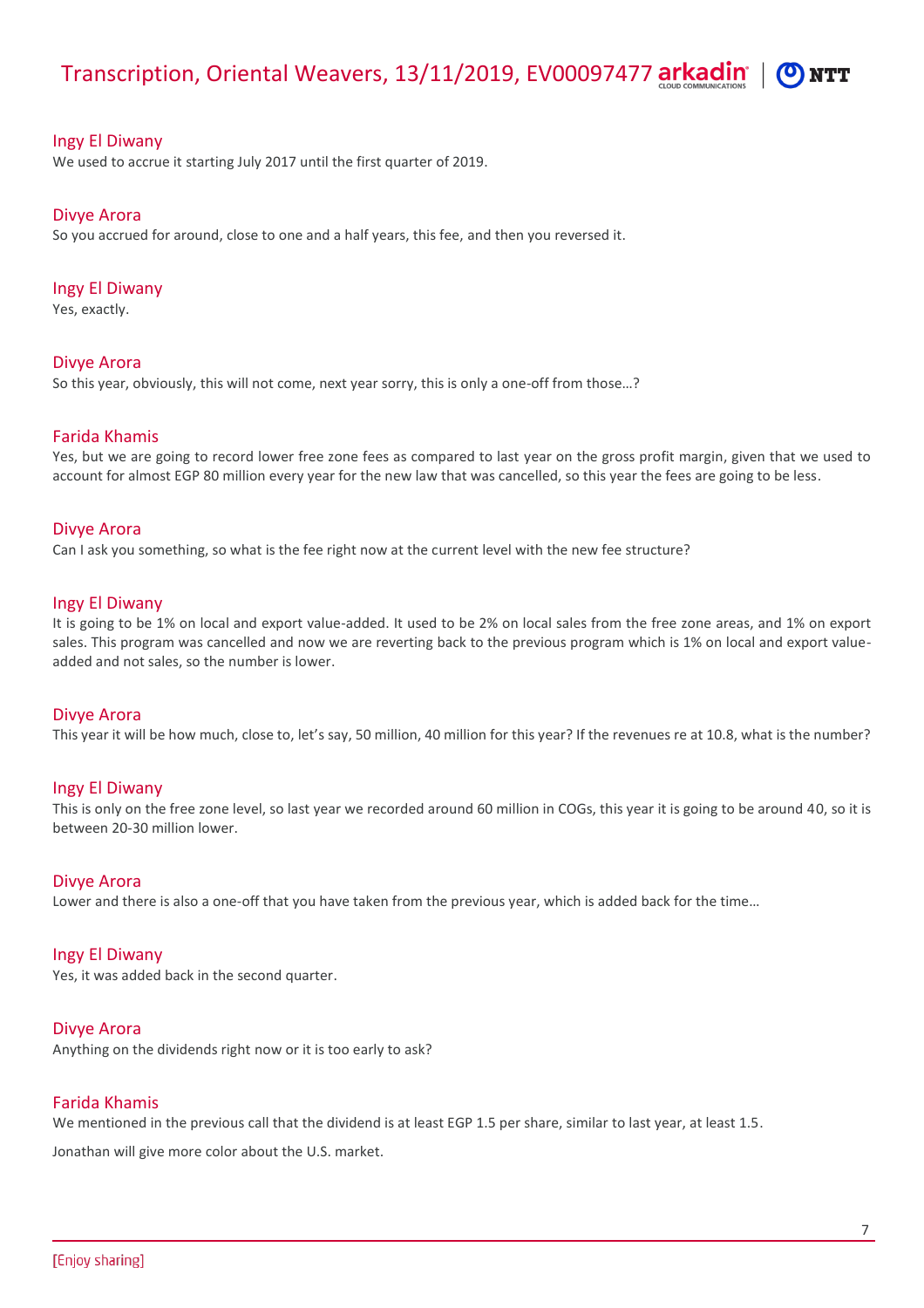Ingy El Diwany
We used to accrue it starting July 2017 until the first quarter of 2019.

Divye Arora
So you accrued for around, close to one and a half years, this fee, and then you reversed it.

Ingy El Diwany
Yes, exactly.

Divye Arora
So this year, obviously, this will not come, next year sorry, this is only a one-off from those…?

Farida Khamis
Yes, but we are going to record lower free zone fees as compared to last year on the gross profit margin, given that we used to account for almost EGP 80 million every year for the new law that was cancelled, so this year the fees are going to be less.

Divye Arora
Can I ask you something, so what is the fee right now at the current level with the new fee structure?

Ingy El Diwany
It is going to be 1% on local and export value-added. It used to be 2% on local sales from the free zone areas, and 1% on export sales. This program was cancelled and now we are reverting back to the previous program which is 1% on local and export value-added and not sales, so the number is lower.

Divye Arora
This year it will be how much, close to, let's say, 50 million, 40 million for this year? If the revenues re at 10.8, what is the number?

Ingy El Diwany
This is only on the free zone level, so last year we recorded around 60 million in COGs, this year it is going to be around 40, so it is between 20-30 million lower.

Divye Arora
Lower and there is also a one-off that you have taken from the previous year, which is added back for the time…

Ingy El Diwany
Yes, it was added back in the second quarter.

Divye Arora
Anything on the dividends right now or it is too early to ask?

Farida Khamis
We mentioned in the previous call that the dividend is at least EGP 1.5 per share, similar to last year, at least 1.5.

Jonathan will give more color about the U.S. market.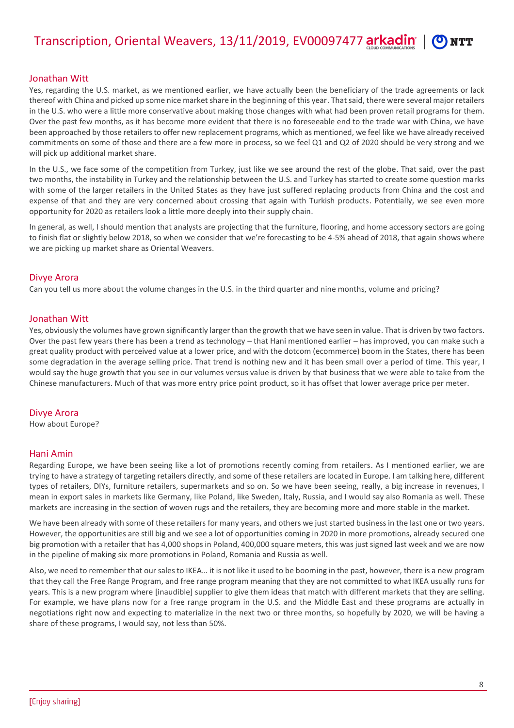### Jonathan Witt

Yes, regarding the U.S. market, as we mentioned earlier, we have actually been the beneficiary of the trade agreements or lack thereof with China and picked up some nice market share in the beginning of this year. That said, there were several major retailers in the U.S. who were a little more conservative about making those changes with what had been proven retail programs for them. Over the past few months, as it has become more evident that there is no foreseeable end to the trade war with China, we have been approached by those retailers to offer new replacement programs, which as mentioned, we feel like we have already received commitments on some of those and there are a few more in process, so we feel Q1 and Q2 of 2020 should be very strong and we will pick up additional market share.

In the U.S., we face some of the competition from Turkey, just like we see around the rest of the globe. That said, over the past two months, the instability in Turkey and the relationship between the U.S. and Turkey has started to create some question marks with some of the larger retailers in the United States as they have just suffered replacing products from China and the cost and expense of that and they are very concerned about crossing that again with Turkish products. Potentially, we see even more opportunity for 2020 as retailers look a little more deeply into their supply chain.

In general, as well, I should mention that analysts are projecting that the furniture, flooring, and home accessory sectors are going to finish flat or slightly below 2018, so when we consider that we're forecasting to be 4-5% ahead of 2018, that again shows where we are picking up market share as Oriental Weavers.

### Divye Arora

Can you tell us more about the volume changes in the U.S. in the third quarter and nine months, volume and pricing?

### Jonathan Witt

Yes, obviously the volumes have grown significantly larger than the growth that we have seen in value. That is driven by two factors. Over the past few years there has been a trend as technology – that Hani mentioned earlier – has improved, you can make such a great quality product with perceived value at a lower price, and with the dotcom (ecommerce) boom in the States, there has been some degradation in the average selling price. That trend is nothing new and it has been small over a period of time. This year, I would say the huge growth that you see in our volumes versus value is driven by that business that we were able to take from the Chinese manufacturers. Much of that was more entry price point product, so it has offset that lower average price per meter.

### Divye Arora

How about Europe?

### Hani Amin

Regarding Europe, we have been seeing like a lot of promotions recently coming from retailers. As I mentioned earlier, we are trying to have a strategy of targeting retailers directly, and some of these retailers are located in Europe. I am talking here, different types of retailers, DIYs, furniture retailers, supermarkets and so on. So we have been seeing, really, a big increase in revenues, I mean in export sales in markets like Germany, like Poland, like Sweden, Italy, Russia, and I would say also Romania as well. These markets are increasing in the section of woven rugs and the retailers, they are becoming more and more stable in the market.

We have been already with some of these retailers for many years, and others we just started business in the last one or two years. However, the opportunities are still big and we see a lot of opportunities coming in 2020 in more promotions, already secured one big promotion with a retailer that has 4,000 shops in Poland, 400,000 square meters, this was just signed last week and we are now in the pipeline of making six more promotions in Poland, Romania and Russia as well.

Also, we need to remember that our sales to IKEA… it is not like it used to be booming in the past, however, there is a new program that they call the Free Range Program, and free range program meaning that they are not committed to what IKEA usually runs for years. This is a new program where [inaudible] supplier to give them ideas that match with different markets that they are selling. For example, we have plans now for a free range program in the U.S. and the Middle East and these programs are actually in negotiations right now and expecting to materialize in the next two or three months, so hopefully by 2020, we will be having a share of these programs, I would say, not less than 50%.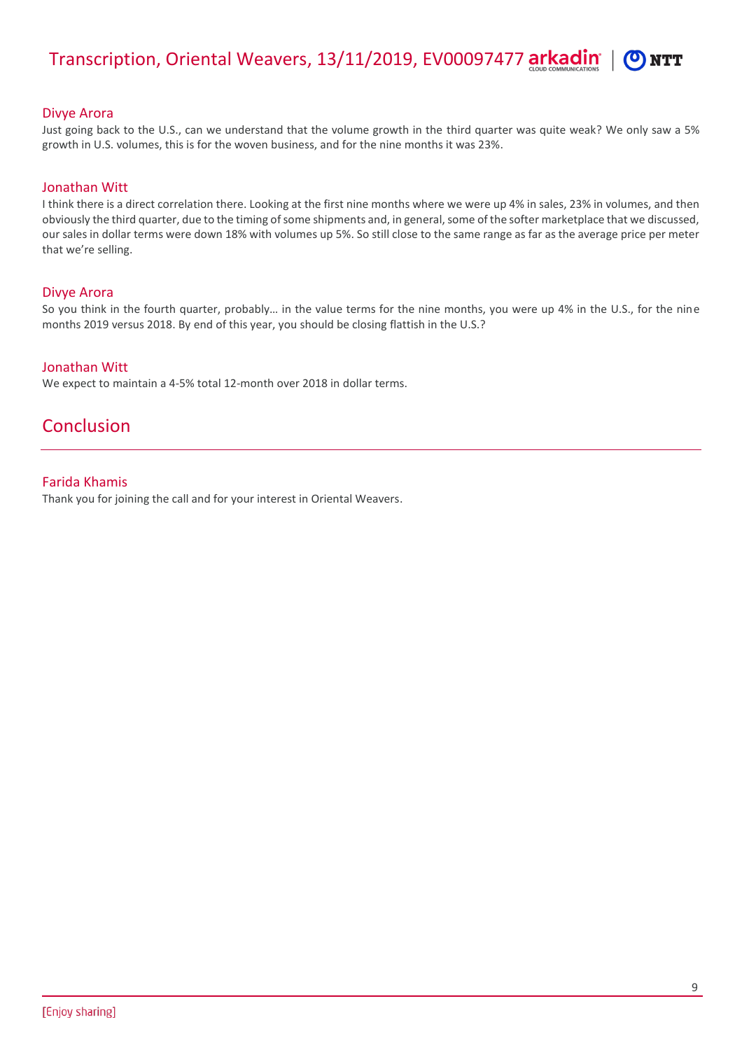### Divye Arora

Just going back to the U.S., can we understand that the volume growth in the third quarter was quite weak? We only saw a 5% growth in U.S. volumes, this is for the woven business, and for the nine months it was 23%.

### Jonathan Witt

I think there is a direct correlation there. Looking at the first nine months where we were up 4% in sales, 23% in volumes, and then obviously the third quarter, due to the timing of some shipments and, in general, some of the softer marketplace that we discussed, our sales in dollar terms were down 18% with volumes up 5%. So still close to the same range as far as the average price per meter that we're selling.

### Divye Arora

So you think in the fourth quarter, probably… in the value terms for the nine months, you were up 4% in the U.S., for the nine months 2019 versus 2018. By end of this year, you should be closing flattish in the U.S.?

### Jonathan Witt

We expect to maintain a 4-5% total 12-month over 2018 in dollar terms.

## Conclusion

### Farida Khamis

Thank you for joining the call and for your interest in Oriental Weavers.